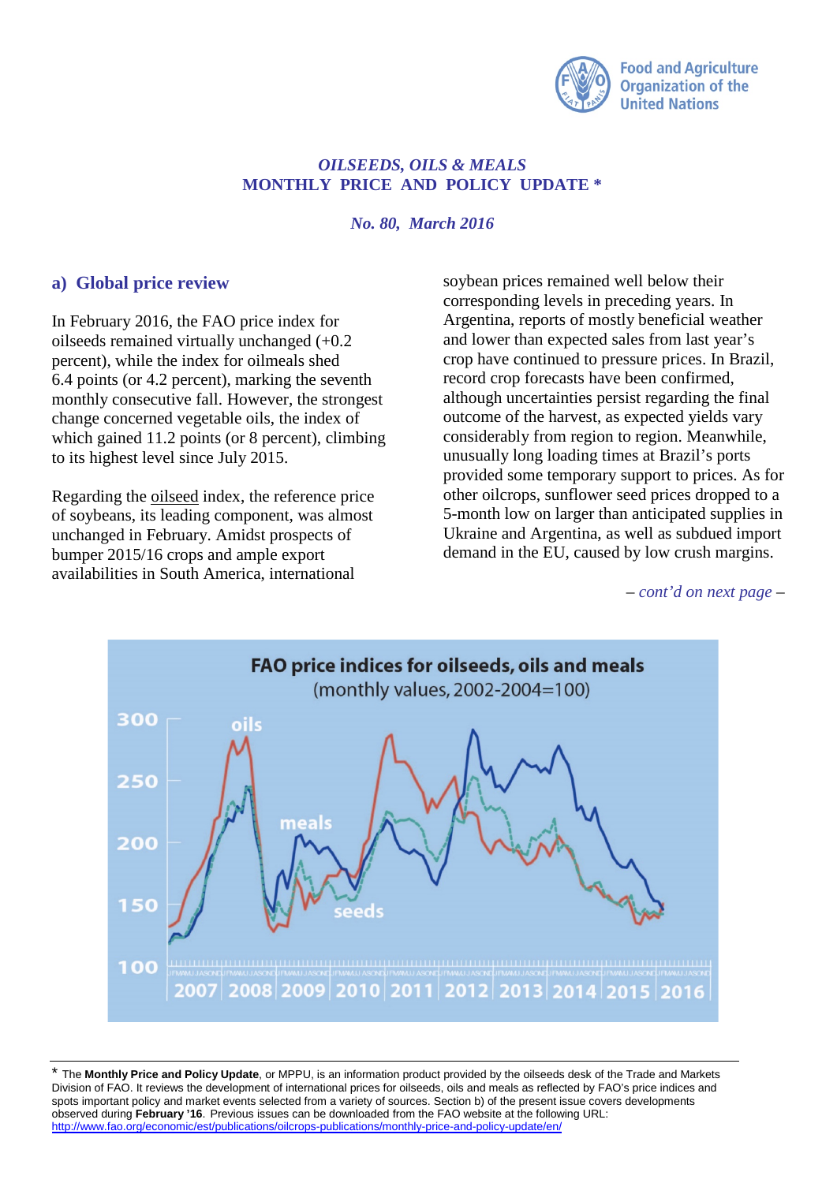Food and Agriculture Organization of the United Nations

*OILSEEDS, OILS & MEALS*
**MONTHLY PRICE AND POLICY UPDATE ***

*No. 80, March 2016*

## a) Global price review

In February 2016, the FAO price index for oilseeds remained virtually unchanged (+0.2 percent), while the index for oilmeals shed 6.4 points (or 4.2 percent), marking the seventh monthly consecutive fall. However, the strongest change concerned vegetable oils, the index of which gained 11.2 points (or 8 percent), climbing to its highest level since July 2015.

Regarding the oilseed index, the reference price of soybeans, its leading component, was almost unchanged in February. Amidst prospects of bumper 2015/16 crops and ample export availabilities in South America, international soybean prices remained well below their corresponding levels in preceding years. In Argentina, reports of mostly beneficial weather and lower than expected sales from last year's crop have continued to pressure prices. In Brazil, record crop forecasts have been confirmed, although uncertainties persist regarding the final outcome of the harvest, as expected yields vary considerably from region to region. Meanwhile, unusually long loading times at Brazil's ports provided some temporary support to prices. As for other oilcrops, sunflower seed prices dropped to a 5-month low on larger than anticipated supplies in Ukraine and Argentina, as well as subdued import demand in the EU, caused by low crush margins.

*– cont'd on next page –*

**FAO price indices for oilseeds, oils and meals**
(monthly values, 2002-2004=100)

---

* The **Monthly Price and Policy Update**, or MPPU, is an information product provided by the oilseeds desk of the Trade and Markets Division of FAO. It reviews the development of international prices for oilseeds, oils and meals as reflected by FAO's price indices and spots important policy and market events selected from a variety of sources. Section b) of the present issue covers developments observed during **February '16**. Previous issues can be downloaded from the FAO website at the following URL: http://www.fao.org/economic/est/publications/oilcrops-publications/monthly-price-and-policy-update/en/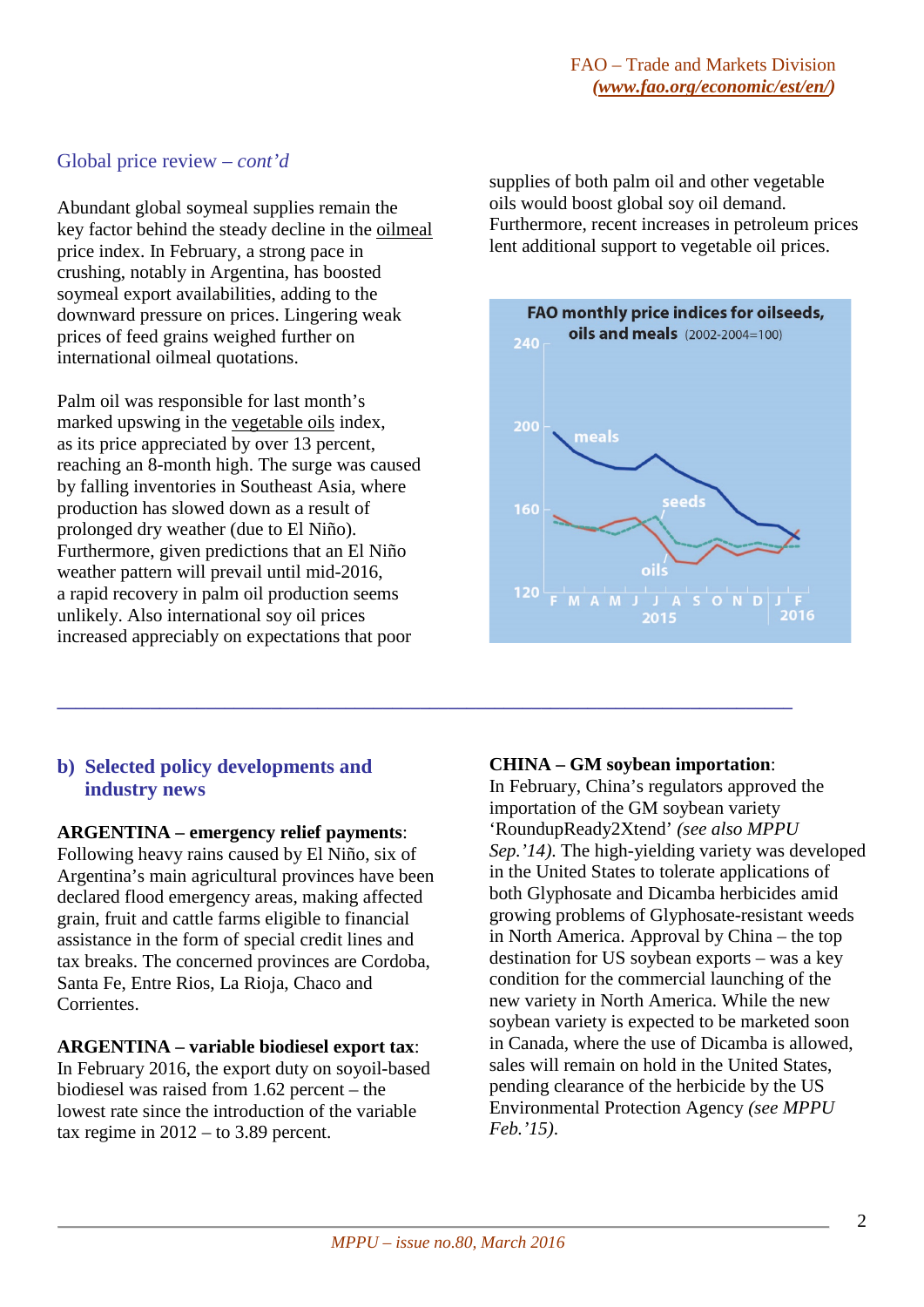## Global price review – *cont'd*

Abundant global soymeal supplies remain the key factor behind the steady decline in the oilmeal price index. In February, a strong pace in crushing, notably in Argentina, has boosted soymeal export availabilities, adding to the downward pressure on prices. Lingering weak prices of feed grains weighed further on international oilmeal quotations.

Palm oil was responsible for last month's marked upswing in the vegetable oils index, as its price appreciated by over 13 percent, reaching an 8-month high. The surge was caused by falling inventories in Southeast Asia, where production has slowed down as a result of prolonged dry weather (due to El Niño). Furthermore, given predictions that an El Niño weather pattern will prevail until mid-2016, a rapid recovery in palm oil production seems unlikely. Also international soy oil prices increased appreciably on expectations that poor supplies of both palm oil and other vegetable oils would boost global soy oil demand. Furthermore, recent increases in petroleum prices lent additional support to vegetable oil prices.

**FAO monthly price indices for oilseeds, oils and meals** (2002-2004=100)

## b) Selected policy developments and industry news

**ARGENTINA – emergency relief payments**: Following heavy rains caused by El Niño, six of Argentina's main agricultural provinces have been declared flood emergency areas, making affected grain, fruit and cattle farms eligible to financial assistance in the form of special credit lines and tax breaks. The concerned provinces are Cordoba, Santa Fe, Entre Rios, La Rioja, Chaco and Corrientes.

**ARGENTINA – variable biodiesel export tax**: In February 2016, the export duty on soyoil-based biodiesel was raised from 1.62 percent – the lowest rate since the introduction of the variable tax regime in 2012 – to 3.89 percent.

**CHINA – GM soybean importation**: In February, China's regulators approved the importation of the GM soybean variety 'RoundupReady2Xtend' *(see also MPPU Sep.'14)*. The high-yielding variety was developed in the United States to tolerate applications of both Glyphosate and Dicamba herbicides amid growing problems of Glyphosate-resistant weeds in North America. Approval by China – the top destination for US soybean exports – was a key condition for the commercial launching of the new variety in North America. While the new soybean variety is expected to be marketed soon in Canada, where the use of Dicamba is allowed, sales will remain on hold in the United States, pending clearance of the herbicide by the US Environmental Protection Agency *(see MPPU Feb.'15)*.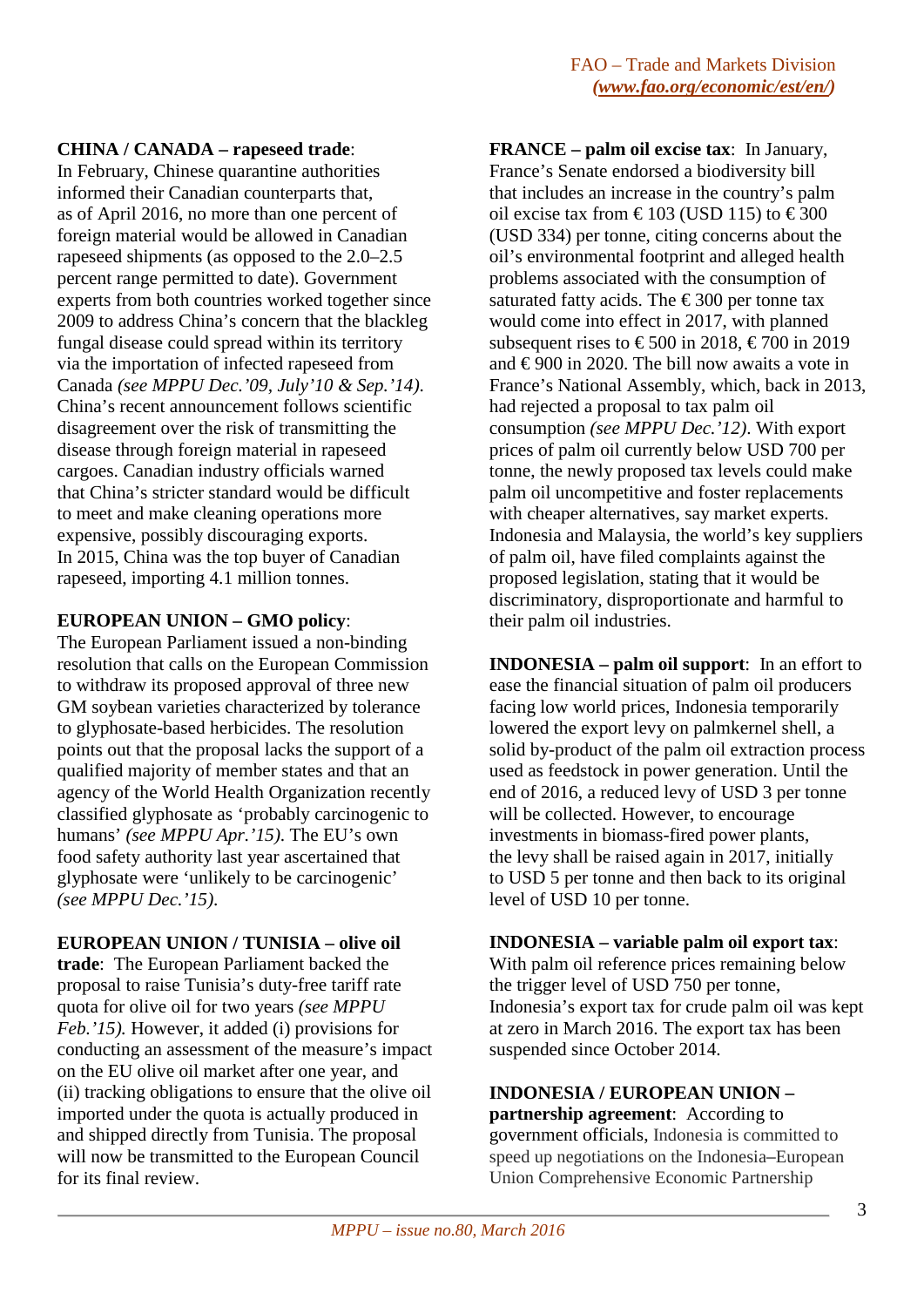**CHINA / CANADA – rapeseed trade**: In February, Chinese quarantine authorities informed their Canadian counterparts that, as of April 2016, no more than one percent of foreign material would be allowed in Canadian rapeseed shipments (as opposed to the 2.0–2.5 percent range permitted to date). Government experts from both countries worked together since 2009 to address China's concern that the blackleg fungal disease could spread within its territory via the importation of infected rapeseed from Canada *(see MPPU Dec.'09, July'10 & Sep.'14)*. China's recent announcement follows scientific disagreement over the risk of transmitting the disease through foreign material in rapeseed cargoes. Canadian industry officials warned that China's stricter standard would be difficult to meet and make cleaning operations more expensive, possibly discouraging exports. In 2015, China was the top buyer of Canadian rapeseed, importing 4.1 million tonnes.

**EUROPEAN UNION – GMO policy**: The European Parliament issued a non-binding resolution that calls on the European Commission to withdraw its proposed approval of three new GM soybean varieties characterized by tolerance to glyphosate-based herbicides. The resolution points out that the proposal lacks the support of a qualified majority of member states and that an agency of the World Health Organization recently classified glyphosate as 'probably carcinogenic to humans' *(see MPPU Apr.'15)*. The EU's own food safety authority last year ascertained that glyphosate were 'unlikely to be carcinogenic' *(see MPPU Dec.'15)*.

**EUROPEAN UNION / TUNISIA – olive oil trade**: The European Parliament backed the proposal to raise Tunisia's duty-free tariff rate quota for olive oil for two years *(see MPPU Feb.'15)*. However, it added (i) provisions for conducting an assessment of the measure's impact on the EU olive oil market after one year, and (ii) tracking obligations to ensure that the olive oil imported under the quota is actually produced in and shipped directly from Tunisia. The proposal will now be transmitted to the European Council for its final review.

**FRANCE – palm oil excise tax**: In January, France's Senate endorsed a biodiversity bill that includes an increase in the country's palm oil excise tax from € 103 (USD 115) to € 300 (USD 334) per tonne, citing concerns about the oil's environmental footprint and alleged health problems associated with the consumption of saturated fatty acids. The € 300 per tonne tax would come into effect in 2017, with planned subsequent rises to € 500 in 2018, € 700 in 2019 and € 900 in 2020. The bill now awaits a vote in France's National Assembly, which, back in 2013, had rejected a proposal to tax palm oil consumption *(see MPPU Dec.'12)*. With export prices of palm oil currently below USD 700 per tonne, the newly proposed tax levels could make palm oil uncompetitive and foster replacements with cheaper alternatives, say market experts. Indonesia and Malaysia, the world's key suppliers of palm oil, have filed complaints against the proposed legislation, stating that it would be discriminatory, disproportionate and harmful to their palm oil industries.

**INDONESIA – palm oil support**: In an effort to ease the financial situation of palm oil producers facing low world prices, Indonesia temporarily lowered the export levy on palmkernel shell, a solid by-product of the palm oil extraction process used as feedstock in power generation. Until the end of 2016, a reduced levy of USD 3 per tonne will be collected. However, to encourage investments in biomass-fired power plants, the levy shall be raised again in 2017, initially to USD 5 per tonne and then back to its original level of USD 10 per tonne.

**INDONESIA – variable palm oil export tax**: With palm oil reference prices remaining below the trigger level of USD 750 per tonne, Indonesia's export tax for crude palm oil was kept at zero in March 2016. The export tax has been suspended since October 2014.

**INDONESIA / EUROPEAN UNION – partnership agreement**: According to government officials, Indonesia is committed to speed up negotiations on the Indonesia–European Union Comprehensive Economic Partnership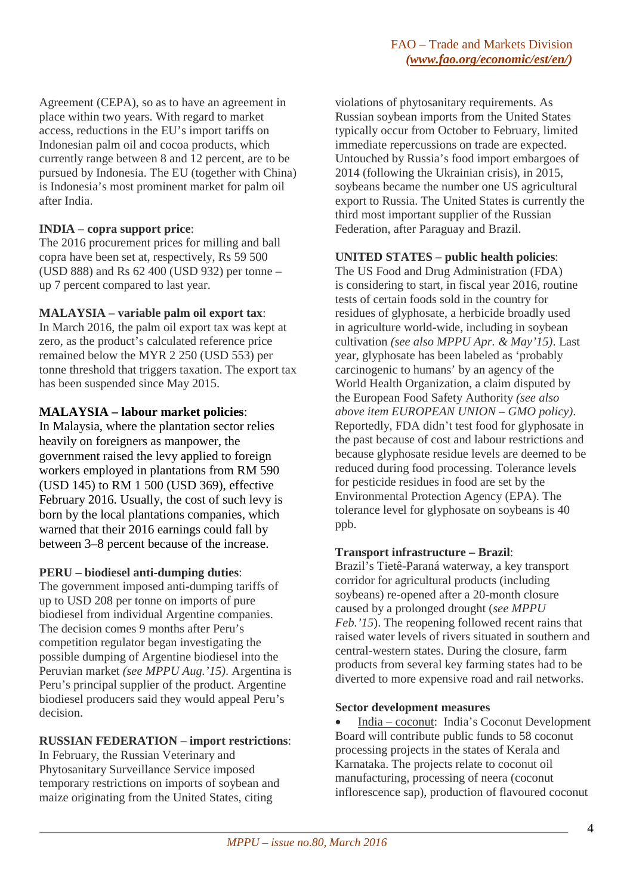Agreement (CEPA), so as to have an agreement in place within two years. With regard to market access, reductions in the EU's import tariffs on Indonesian palm oil and cocoa products, which currently range between 8 and 12 percent, are to be pursued by Indonesia. The EU (together with China) is Indonesia's most prominent market for palm oil after India.

**INDIA – copra support price**:
The 2016 procurement prices for milling and ball copra have been set at, respectively, Rs 59 500 (USD 888) and Rs 62 400 (USD 932) per tonne – up 7 percent compared to last year.

**MALAYSIA – variable palm oil export tax**:
In March 2016, the palm oil export tax was kept at zero, as the product's calculated reference price remained below the MYR 2 250 (USD 553) per tonne threshold that triggers taxation. The export tax has been suspended since May 2015.

**MALAYSIA – labour market policies**:
In Malaysia, where the plantation sector relies heavily on foreigners as manpower, the government raised the levy applied to foreign workers employed in plantations from RM 590 (USD 145) to RM 1 500 (USD 369), effective February 2016. Usually, the cost of such levy is born by the local plantations companies, which warned that their 2016 earnings could fall by between 3–8 percent because of the increase.

**PERU – biodiesel anti-dumping duties**:
The government imposed anti-dumping tariffs of up to USD 208 per tonne on imports of pure biodiesel from individual Argentine companies. The decision comes 9 months after Peru's competition regulator began investigating the possible dumping of Argentine biodiesel into the Peruvian market *(see MPPU Aug.'15)*. Argentina is Peru's principal supplier of the product. Argentine biodiesel producers said they would appeal Peru's decision.

**RUSSIAN FEDERATION – import restrictions**:
In February, the Russian Veterinary and Phytosanitary Surveillance Service imposed temporary restrictions on imports of soybean and maize originating from the United States, citing violations of phytosanitary requirements. As Russian soybean imports from the United States typically occur from October to February, limited immediate repercussions on trade are expected. Untouched by Russia's food import embargoes of 2014 (following the Ukrainian crisis), in 2015, soybeans became the number one US agricultural export to Russia. The United States is currently the third most important supplier of the Russian Federation, after Paraguay and Brazil.

**UNITED STATES – public health policies**:
The US Food and Drug Administration (FDA) is considering to start, in fiscal year 2016, routine tests of certain foods sold in the country for residues of glyphosate, a herbicide broadly used in agriculture world-wide, including in soybean cultivation *(see also MPPU Apr. & May'15)*. Last year, glyphosate has been labeled as 'probably carcinogenic to humans' by an agency of the World Health Organization, a claim disputed by the European Food Safety Authority *(see also above item EUROPEAN UNION – GMO policy)*. Reportedly, FDA didn't test food for glyphosate in the past because of cost and labour restrictions and because glyphosate residue levels are deemed to be reduced during food processing. Tolerance levels for pesticide residues in food are set by the Environmental Protection Agency (EPA). The tolerance level for glyphosate on soybeans is 40 ppb.

**Transport infrastructure – Brazil**:
Brazil's Tietê-Paraná waterway, a key transport corridor for agricultural products (including soybeans) re-opened after a 20-month closure caused by a prolonged drought (*see MPPU Feb.'15*). The reopening followed recent rains that raised water levels of rivers situated in southern and central-western states. During the closure, farm products from several key farming states had to be diverted to more expensive road and rail networks.

**Sector development measures**

- India – coconut: India's Coconut Development Board will contribute public funds to 58 coconut processing projects in the states of Kerala and Karnataka. The projects relate to coconut oil manufacturing, processing of neera (coconut inflorescence sap), production of flavoured coconut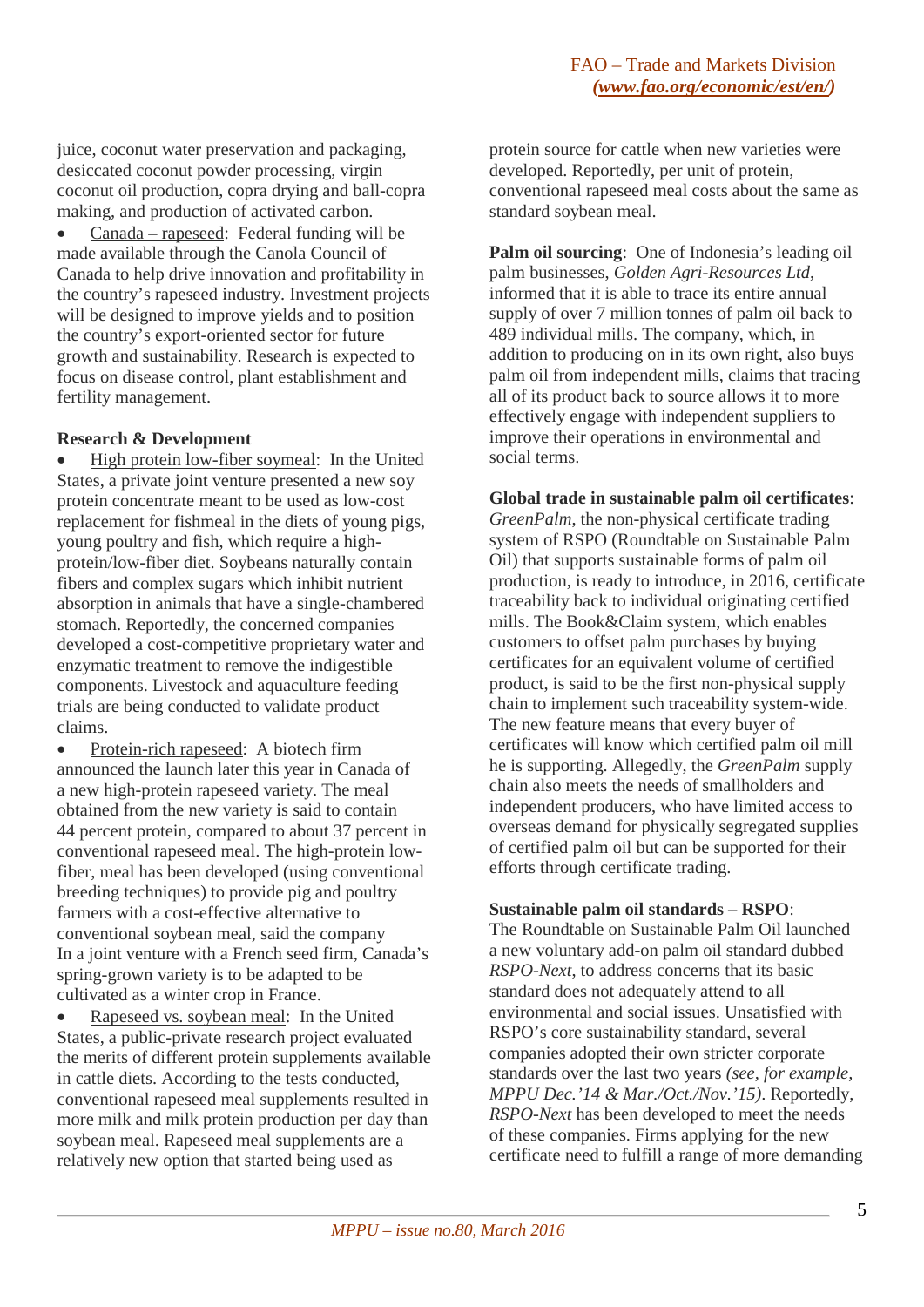juice, coconut water preservation and packaging, desiccated coconut powder processing, virgin coconut oil production, copra drying and ball-copra making, and production of activated carbon.

- Canada – rapeseed: Federal funding will be made available through the Canola Council of Canada to help drive innovation and profitability in the country's rapeseed industry. Investment projects will be designed to improve yields and to position the country's export-oriented sector for future growth and sustainability. Research is expected to focus on disease control, plant establishment and fertility management.

**Research & Development**

- High protein low-fiber soymeal: In the United States, a private joint venture presented a new soy protein concentrate meant to be used as low-cost replacement for fishmeal in the diets of young pigs, young poultry and fish, which require a high-protein/low-fiber diet. Soybeans naturally contain fibers and complex sugars which inhibit nutrient absorption in animals that have a single-chambered stomach. Reportedly, the concerned companies developed a cost-competitive proprietary water and enzymatic treatment to remove the indigestible components. Livestock and aquaculture feeding trials are being conducted to validate product claims.
- Protein-rich rapeseed: A biotech firm announced the launch later this year in Canada of a new high-protein rapeseed variety. The meal obtained from the new variety is said to contain 44 percent protein, compared to about 37 percent in conventional rapeseed meal. The high-protein low-fiber, meal has been developed (using conventional breeding techniques) to provide pig and poultry farmers with a cost-effective alternative to conventional soybean meal, said the company In a joint venture with a French seed firm, Canada's spring-grown variety is to be adapted to be cultivated as a winter crop in France.
- Rapeseed vs. soybean meal: In the United States, a public-private research project evaluated the merits of different protein supplements available in cattle diets. According to the tests conducted, conventional rapeseed meal supplements resulted in more milk and milk protein production per day than soybean meal. Rapeseed meal supplements are a relatively new option that started being used as protein source for cattle when new varieties were developed. Reportedly, per unit of protein, conventional rapeseed meal costs about the same as standard soybean meal.

**Palm oil sourcing**: One of Indonesia's leading oil palm businesses, *Golden Agri-Resources Ltd*, informed that it is able to trace its entire annual supply of over 7 million tonnes of palm oil back to 489 individual mills. The company, which, in addition to producing on in its own right, also buys palm oil from independent mills, claims that tracing all of its product back to source allows it to more effectively engage with independent suppliers to improve their operations in environmental and social terms.

**Global trade in sustainable palm oil certificates**: *GreenPalm*, the non-physical certificate trading system of RSPO (Roundtable on Sustainable Palm Oil) that supports sustainable forms of palm oil production, is ready to introduce, in 2016, certificate traceability back to individual originating certified mills. The Book&Claim system, which enables customers to offset palm purchases by buying certificates for an equivalent volume of certified product, is said to be the first non-physical supply chain to implement such traceability system-wide. The new feature means that every buyer of certificates will know which certified palm oil mill he is supporting. Allegedly, the *GreenPalm* supply chain also meets the needs of smallholders and independent producers, who have limited access to overseas demand for physically segregated supplies of certified palm oil but can be supported for their efforts through certificate trading.

**Sustainable palm oil standards – RSPO**: The Roundtable on Sustainable Palm Oil launched a new voluntary add-on palm oil standard dubbed *RSPO-Next*, to address concerns that its basic standard does not adequately attend to all environmental and social issues. Unsatisfied with RSPO's core sustainability standard, several companies adopted their own stricter corporate standards over the last two years *(see, for example, MPPU Dec.'14 & Mar./Oct./Nov.'15)*. Reportedly, *RSPO-Next* has been developed to meet the needs of these companies. Firms applying for the new certificate need to fulfill a range of more demanding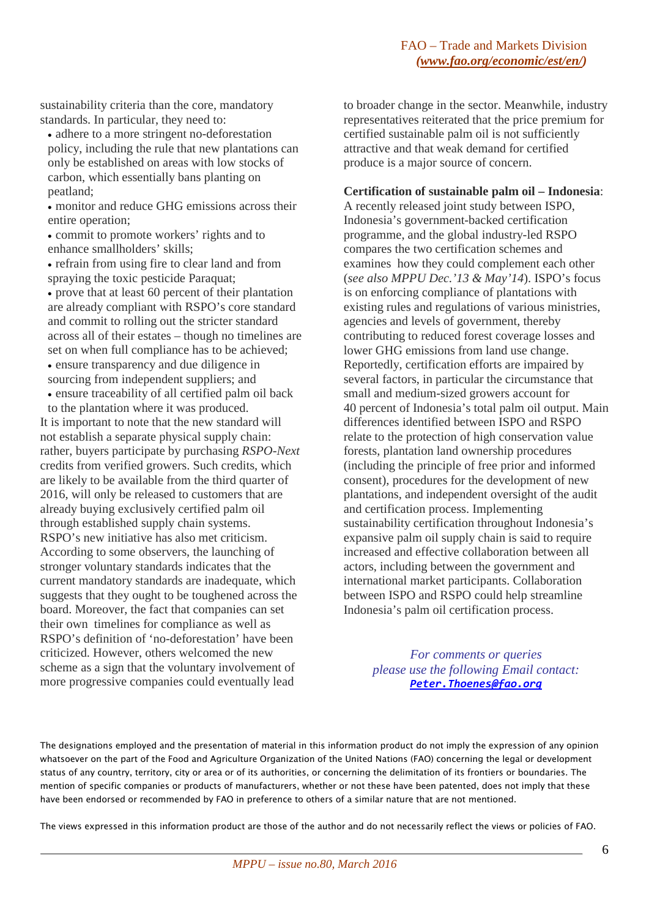sustainability criteria than the core, mandatory standards. In particular, they need to:

- adhere to a more stringent no-deforestation policy, including the rule that new plantations can only be established on areas with low stocks of carbon, which essentially bans planting on peatland;
- monitor and reduce GHG emissions across their entire operation;
- commit to promote workers' rights and to enhance smallholders' skills;
- refrain from using fire to clear land and from spraying the toxic pesticide Paraquat;
- prove that at least 60 percent of their plantation are already compliant with RSPO's core standard and commit to rolling out the stricter standard across all of their estates – though no timelines are set on when full compliance has to be achieved;
- ensure transparency and due diligence in sourcing from independent suppliers; and
- ensure traceability of all certified palm oil back to the plantation where it was produced.

It is important to note that the new standard will not establish a separate physical supply chain: rather, buyers participate by purchasing *RSPO-Next* credits from verified growers. Such credits, which are likely to be available from the third quarter of 2016, will only be released to customers that are already buying exclusively certified palm oil through established supply chain systems.

RSPO's new initiative has also met criticism. According to some observers, the launching of stronger voluntary standards indicates that the current mandatory standards are inadequate, which suggests that they ought to be toughened across the board. Moreover, the fact that companies can set their own timelines for compliance as well as RSPO's definition of 'no-deforestation' have been criticized. However, others welcomed the new scheme as a sign that the voluntary involvement of more progressive companies could eventually lead to broader change in the sector. Meanwhile, industry representatives reiterated that the price premium for certified sustainable palm oil is not sufficiently attractive and that weak demand for certified produce is a major source of concern.

**Certification of sustainable palm oil – Indonesia**: A recently released joint study between ISPO, Indonesia's government-backed certification programme, and the global industry-led RSPO compares the two certification schemes and examines how they could complement each other (*see also MPPU Dec.'13 & May'14*). ISPO's focus is on enforcing compliance of plantations with existing rules and regulations of various ministries, agencies and levels of government, thereby contributing to reduced forest coverage losses and lower GHG emissions from land use change. Reportedly, certification efforts are impaired by several factors, in particular the circumstance that small and medium-sized growers account for 40 percent of Indonesia's total palm oil output. Main differences identified between ISPO and RSPO relate to the protection of high conservation value forests, plantation land ownership procedures (including the principle of free prior and informed consent), procedures for the development of new plantations, and independent oversight of the audit and certification process. Implementing sustainability certification throughout Indonesia's expansive palm oil supply chain is said to require increased and effective collaboration between all actors, including between the government and international market participants. Collaboration between ISPO and RSPO could help streamline Indonesia's palm oil certification process.

*For comments or queries please use the following Email contact:* **Peter.Thoenes@fao.org**

The designations employed and the presentation of material in this information product do not imply the expression of any opinion whatsoever on the part of the Food and Agriculture Organization of the United Nations (FAO) concerning the legal or development status of any country, territory, city or area or of its authorities, or concerning the delimitation of its frontiers or boundaries. The mention of specific companies or products of manufacturers, whether or not these have been patented, does not imply that these have been endorsed or recommended by FAO in preference to others of a similar nature that are not mentioned.

The views expressed in this information product are those of the author and do not necessarily reflect the views or policies of FAO.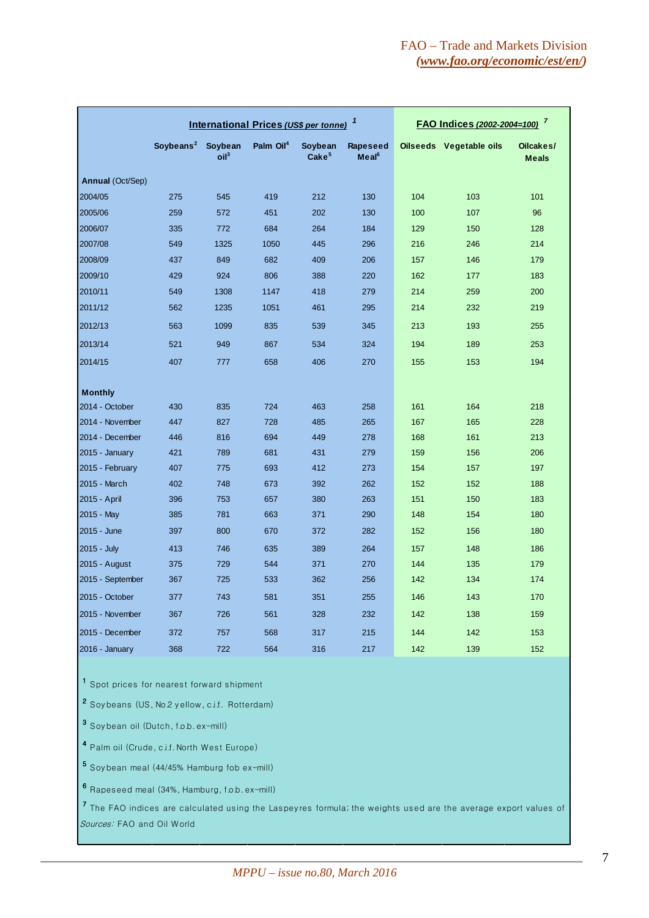| | International Prices *(US$ per tonne)* [1] | | | | | FAO Indices *(2002-2004=100)* [7] | | |
|---|---|---|---|---|---|---|---|---|
| | Soybeans[2] | Soybean oil[3] | Palm Oil[4] | Soybean Cake[5] | Rapeseed Meal[6] | Oilseeds | Vegetable oils | Oilcakes/ Meals |
| **Annual** (Oct/Sep) | | | | | | | | |
| 2004/05 | 275 | 545 | 419 | 212 | 130 | 104 | 103 | 101 |
| 2005/06 | 259 | 572 | 451 | 202 | 130 | 100 | 107 | 96 |
| 2006/07 | 335 | 772 | 684 | 264 | 184 | 129 | 150 | 128 |
| 2007/08 | 549 | 1325 | 1050 | 445 | 296 | 216 | 246 | 214 |
| 2008/09 | 437 | 849 | 682 | 409 | 206 | 157 | 146 | 179 |
| 2009/10 | 429 | 924 | 806 | 388 | 220 | 162 | 177 | 183 |
| 2010/11 | 549 | 1308 | 1147 | 418 | 279 | 214 | 259 | 200 |
| 2011/12 | 562 | 1235 | 1051 | 461 | 295 | 214 | 232 | 219 |
| 2012/13 | 563 | 1099 | 835 | 539 | 345 | 213 | 193 | 255 |
| 2013/14 | 521 | 949 | 867 | 534 | 324 | 194 | 189 | 253 |
| 2014/15 | 407 | 777 | 658 | 406 | 270 | 155 | 153 | 194 |
| **Monthly** | | | | | | | | |
| 2014 - October | 430 | 835 | 724 | 463 | 258 | 161 | 164 | 218 |
| 2014 - November | 447 | 827 | 728 | 485 | 265 | 167 | 165 | 228 |
| 2014 - December | 446 | 816 | 694 | 449 | 278 | 168 | 161 | 213 |
| 2015 - January | 421 | 789 | 681 | 431 | 279 | 159 | 156 | 206 |
| 2015 - February | 407 | 775 | 693 | 412 | 273 | 154 | 157 | 197 |
| 2015 - March | 402 | 748 | 673 | 392 | 262 | 152 | 152 | 188 |
| 2015 - April | 396 | 753 | 657 | 380 | 263 | 151 | 150 | 183 |
| 2015 - May | 385 | 781 | 663 | 371 | 290 | 148 | 154 | 180 |
| 2015 - June | 397 | 800 | 670 | 372 | 282 | 152 | 156 | 180 |
| 2015 - July | 413 | 746 | 635 | 389 | 264 | 157 | 148 | 186 |
| 2015 - August | 375 | 729 | 544 | 371 | 270 | 144 | 135 | 179 |
| 2015 - September | 367 | 725 | 533 | 362 | 256 | 142 | 134 | 174 |
| 2015 - October | 377 | 743 | 581 | 351 | 255 | 146 | 143 | 170 |
| 2015 - November | 367 | 726 | 561 | 328 | 232 | 142 | 138 | 159 |
| 2015 - December | 372 | 757 | 568 | 317 | 215 | 144 | 142 | 153 |
| 2016 - January | 368 | 722 | 564 | 316 | 217 | 142 | 139 | 152 |

[1] Spot prices for nearest forward shipment

[2] Soybeans (US, No.2 yellow, c.i.f. Rotterdam)

[3] Soybean oil (Dutch, f.o.b. ex-mill)

[4] Palm oil (Crude, c.i.f. North West Europe)

[5] Soybean meal (44/45% Hamburg fob ex-mill)

[6] Rapeseed meal (34%, Hamburg, f.o.b. ex-mill)

[7] The FAO indices are calculated using the Laspeyres formula; the weights used are the average export values of

*Sources:* FAO and Oil World